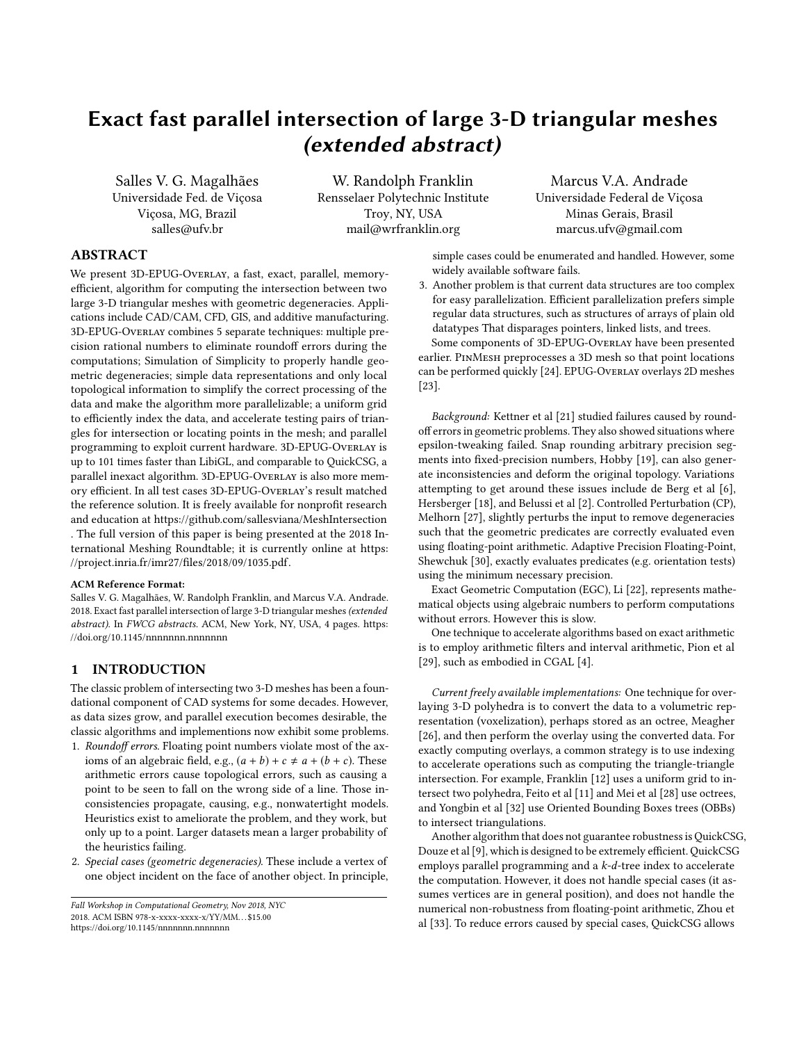# Exact fast parallel intersection of large 3-D triangular meshes *(extended abstract)*

Salles V. G. Magalhães
Universidade Fed. de Viçosa
Viçosa, MG, Brazil
salles@ufv.br

W. Randolph Franklin
Rensselaer Polytechnic Institute
Troy, NY, USA
mail@wrfranklin.org

Marcus V.A. Andrade
Universidade Federal de Viçosa
Minas Gerais, Brasil
marcus.ufv@gmail.com

## ABSTRACT

We present 3D-EPUG-Overlay, a fast, exact, parallel, memory-efficient, algorithm for computing the intersection between two large 3-D triangular meshes with geometric degeneracies. Applications include CAD/CAM, CFD, GIS, and additive manufacturing. 3D-EPUG-Overlay combines 5 separate techniques: multiple precision rational numbers to eliminate roundoff errors during the computations; Simulation of Simplicity to properly handle geometric degeneracies; simple data representations and only local topological information to simplify the correct processing of the data and make the algorithm more parallelizable; a uniform grid to efficiently index the data, and accelerate testing pairs of triangles for intersection or locating points in the mesh; and parallel programming to exploit current hardware. 3D-EPUG-Overlay is up to 101 times faster than LibiGL, and comparable to QuickCSG, a parallel inexact algorithm. 3D-EPUG-Overlay is also more memory efficient. In all test cases 3D-EPUG-Overlay's result matched the reference solution. It is freely available for nonprofit research and education at https://github.com/sallesviana/MeshIntersection . The full version of this paper is being presented at the 2018 International Meshing Roundtable; it is currently online at https://project.inria.fr/imr27/files/2018/09/1035.pdf.

**ACM Reference Format:**
Salles V. G. Magalhães, W. Randolph Franklin, and Marcus V.A. Andrade. 2018. Exact fast parallel intersection of large 3-D triangular meshes *(extended abstract)*. In *FWCG abstracts*. ACM, New York, NY, USA, 4 pages. https://doi.org/10.1145/nnnnnnn.nnnnnnn

## 1 INTRODUCTION

The classic problem of intersecting two 3-D meshes has been a foundational component of CAD systems for some decades. However, as data sizes grow, and parallel execution becomes desirable, the classic algorithms and implementions now exhibit some problems.

1. *Roundoff errors*. Floating point numbers violate most of the axioms of an algebraic field, e.g., $(a + b) + c \neq a + (b + c)$. These arithmetic errors cause topological errors, such as causing a point to be seen to fall on the wrong side of a line. Those inconsistencies propagate, causing, e.g., nonwatertight models. Heuristics exist to ameliorate the problem, and they work, but only up to a point. Larger datasets mean a larger probability of the heuristics failing.
2. *Special cases (geometric degeneracies)*. These include a vertex of one object incident on the face of another object. In principle, simple cases could be enumerated and handled. However, some widely available software fails.
3. Another problem is that current data structures are too complex for easy parallelization. Efficient parallelization prefers simple regular data structures, such as structures of arrays of plain old datatypes That disparages pointers, linked lists, and trees.

Some components of 3D-EPUG-Overlay have been presented earlier. PinMesh preprocesses a 3D mesh so that point locations can be performed quickly [24]. EPUG-Overlay overlays 2D meshes [23].

*Background:* Kettner et al [21] studied failures caused by roundoff errors in geometric problems. They also showed situations where epsilon-tweaking failed. Snap rounding arbitrary precision segments into fixed-precision numbers, Hobby [19], can also generate inconsistencies and deform the original topology. Variations attempting to get around these issues include de Berg et al [6], Hersberger [18], and Belussi et al [2]. Controlled Perturbation (CP), Melhorn [27], slightly perturbs the input to remove degeneracies such that the geometric predicates are correctly evaluated even using floating-point arithmetic. Adaptive Precision Floating-Point, Shewchuk [30], exactly evaluates predicates (e.g. orientation tests) using the minimum necessary precision.

Exact Geometric Computation (EGC), Li [22], represents mathematical objects using algebraic numbers to perform computations without errors. However this is slow.

One technique to accelerate algorithms based on exact arithmetic is to employ arithmetic filters and interval arithmetic, Pion et al [29], such as embodied in CGAL [4].

*Current freely available implementations:* One technique for overlaying 3-D polyhedra is to convert the data to a volumetric representation (voxelization), perhaps stored as an octree, Meagher [26], and then perform the overlay using the converted data. For exactly computing overlays, a common strategy is to use indexing to accelerate operations such as computing the triangle-triangle intersection. For example, Franklin [12] uses a uniform grid to intersect two polyhedra, Feito et al [11] and Mei et al [28] use octrees, and Yongbin et al [32] use Oriented Bounding Boxes trees (OBBs) to intersect triangulations.

Another algorithm that does not guarantee robustness is QuickCSG, Douze et al [9], which is designed to be extremely efficient. QuickCSG employs parallel programming and a *k-d*-tree index to accelerate the computation. However, it does not handle special cases (it assumes vertices are in general position), and does not handle the numerical non-robustness from floating-point arithmetic, Zhou et al [33]. To reduce errors caused by special cases, QuickCSG allows

Fall Workshop in Computational Geometry, Nov 2018, NYC
2018. ACM ISBN 978-x-xxxx-xxxx-x/YY/MM…$15.00
https://doi.org/10.1145/nnnnnnn.nnnnnnn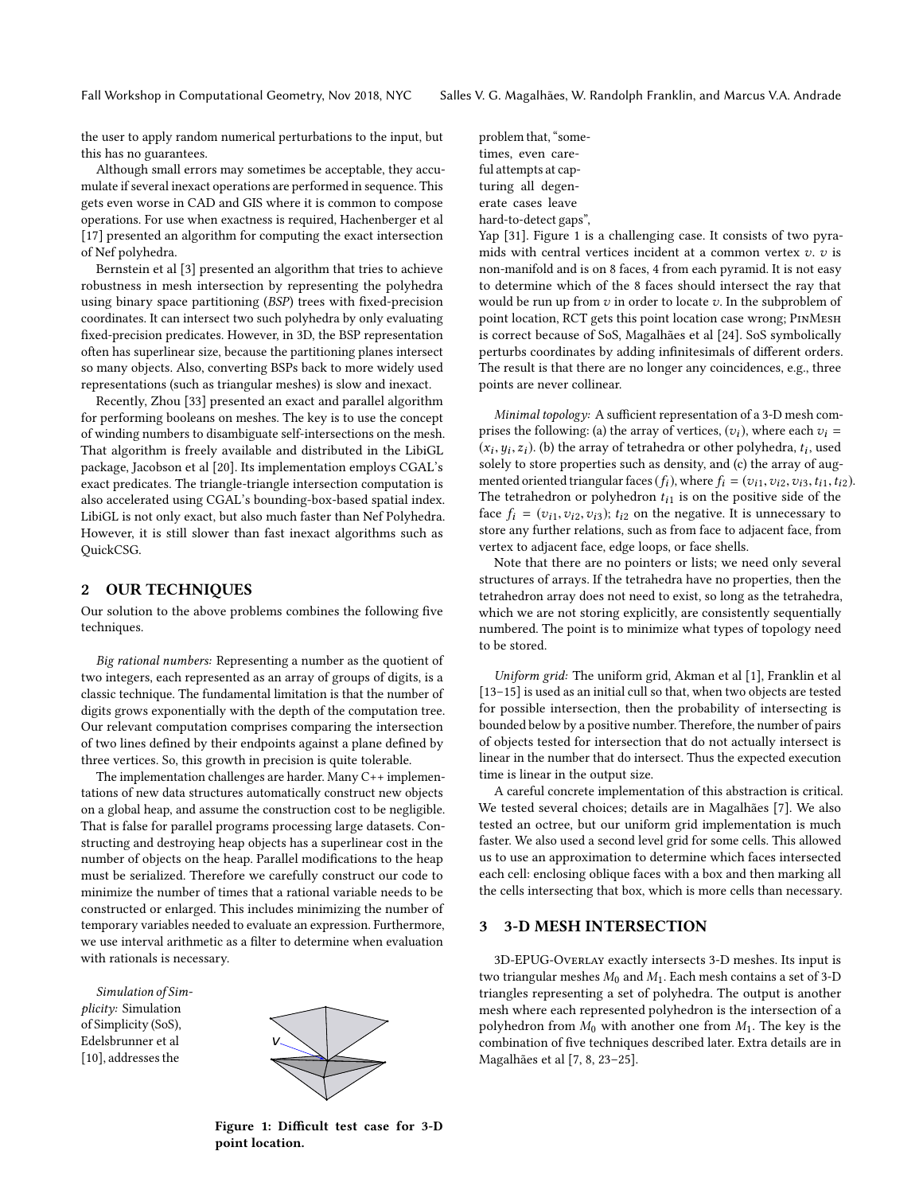the user to apply random numerical perturbations to the input, but this has no guarantees.

Although small errors may sometimes be acceptable, they accumulate if several inexact operations are performed in sequence. This gets even worse in CAD and GIS where it is common to compose operations. For use when exactness is required, Hachenberger et al [17] presented an algorithm for computing the exact intersection of Nef polyhedra.

Bernstein et al [3] presented an algorithm that tries to achieve robustness in mesh intersection by representing the polyhedra using binary space partitioning (*BSP*) trees with fixed-precision coordinates. It can intersect two such polyhedra by only evaluating fixed-precision predicates. However, in 3D, the BSP representation often has superlinear size, because the partitioning planes intersect so many objects. Also, converting BSPs back to more widely used representations (such as triangular meshes) is slow and inexact.

Recently, Zhou [33] presented an exact and parallel algorithm for performing booleans on meshes. The key is to use the concept of winding numbers to disambiguate self-intersections on the mesh. That algorithm is freely available and distributed in the LibiGL package, Jacobson et al [20]. Its implementation employs CGAL's exact predicates. The triangle-triangle intersection computation is also accelerated using CGAL's bounding-box-based spatial index. LibiGL is not only exact, but also much faster than Nef Polyhedra. However, it is still slower than fast inexact algorithms such as QuickCSG.

## 2 OUR TECHNIQUES

Our solution to the above problems combines the following five techniques.

*Big rational numbers:* Representing a number as the quotient of two integers, each represented as an array of groups of digits, is a classic technique. The fundamental limitation is that the number of digits grows exponentially with the depth of the computation tree. Our relevant computation comprises comparing the intersection of two lines defined by their endpoints against a plane defined by three vertices. So, this growth in precision is quite tolerable.

The implementation challenges are harder. Many C++ implementations of new data structures automatically construct new objects on a global heap, and assume the construction cost to be negligible. That is false for parallel programs processing large datasets. Constructing and destroying heap objects has a superlinear cost in the number of objects on the heap. Parallel modifications to the heap must be serialized. Therefore we carefully construct our code to minimize the number of times that a rational variable needs to be constructed or enlarged. This includes minimizing the number of temporary variables needed to evaluate an expression. Furthermore, we use interval arithmetic as a filter to determine when evaluation with rationals is necessary.

*Simulation of Simplicity:* Simulation of Simplicity (SoS), Edelsbrunner et al [10], addresses the problem that, "sometimes, even careful attempts at capturing all degenerate cases leave hard-to-detect gaps", Yap [31]. Figure 1 is a challenging case. It consists of two pyramids with central vertices incident at a common vertex $v$. $v$ is non-manifold and is on 8 faces, 4 from each pyramid. It is not easy to determine which of the 8 faces should intersect the ray that would be run up from $v$ in order to locate $v$. In the subproblem of point location, RCT gets this point location case wrong; PinMesh is correct because of SoS, Magalhães et al [24]. SoS symbolically perturbs coordinates by adding infinitesimals of different orders. The result is that there are no longer any coincidences, e.g., three points are never collinear.

v

**Figure 1: Difficult test case for 3-D point location.**

*Minimal topology:* A sufficient representation of a 3-D mesh comprises the following: (a) the array of vertices, $(v_i)$, where each $v_i = (x_i, y_i, z_i)$. (b) the array of tetrahedra or other polyhedra, $t_i$, used solely to store properties such as density, and (c) the array of augmented oriented triangular faces $(f_i)$, where $f_i = (v_{i1}, v_{i2}, v_{i3}, t_{i1}, t_{i2})$. The tetrahedron or polyhedron $t_{i1}$ is on the positive side of the face $f_i = (v_{i1}, v_{i2}, v_{i3})$; $t_{i2}$ on the negative. It is unnecessary to store any further relations, such as from face to adjacent face, from vertex to adjacent face, edge loops, or face shells.

Note that there are no pointers or lists; we need only several structures of arrays. If the tetrahedra have no properties, then the tetrahedron array does not need to exist, so long as the tetrahedra, which we are not storing explicitly, are consistently sequentially numbered. The point is to minimize what types of topology need to be stored.

*Uniform grid:* The uniform grid, Akman et al [1], Franklin et al [13–15] is used as an initial cull so that, when two objects are tested for possible intersection, then the probability of intersecting is bounded below by a positive number. Therefore, the number of pairs of objects tested for intersection that do not actually intersect is linear in the number that do intersect. Thus the expected execution time is linear in the output size.

A careful concrete implementation of this abstraction is critical. We tested several choices; details are in Magalhães [7]. We also tested an octree, but our uniform grid implementation is much faster. We also used a second level grid for some cells. This allowed us to use an approximation to determine which faces intersected each cell: enclosing oblique faces with a box and then marking all the cells intersecting that box, which is more cells than necessary.

## 3 3-D MESH INTERSECTION

3D-EPUG-Overlay exactly intersects 3-D meshes. Its input is two triangular meshes $M_0$ and $M_1$. Each mesh contains a set of 3-D triangles representing a set of polyhedra. The output is another mesh where each represented polyhedron is the intersection of a polyhedron from $M_0$ with another one from $M_1$. The key is the combination of five techniques described later. Extra details are in Magalhães et al [7, 8, 23–25].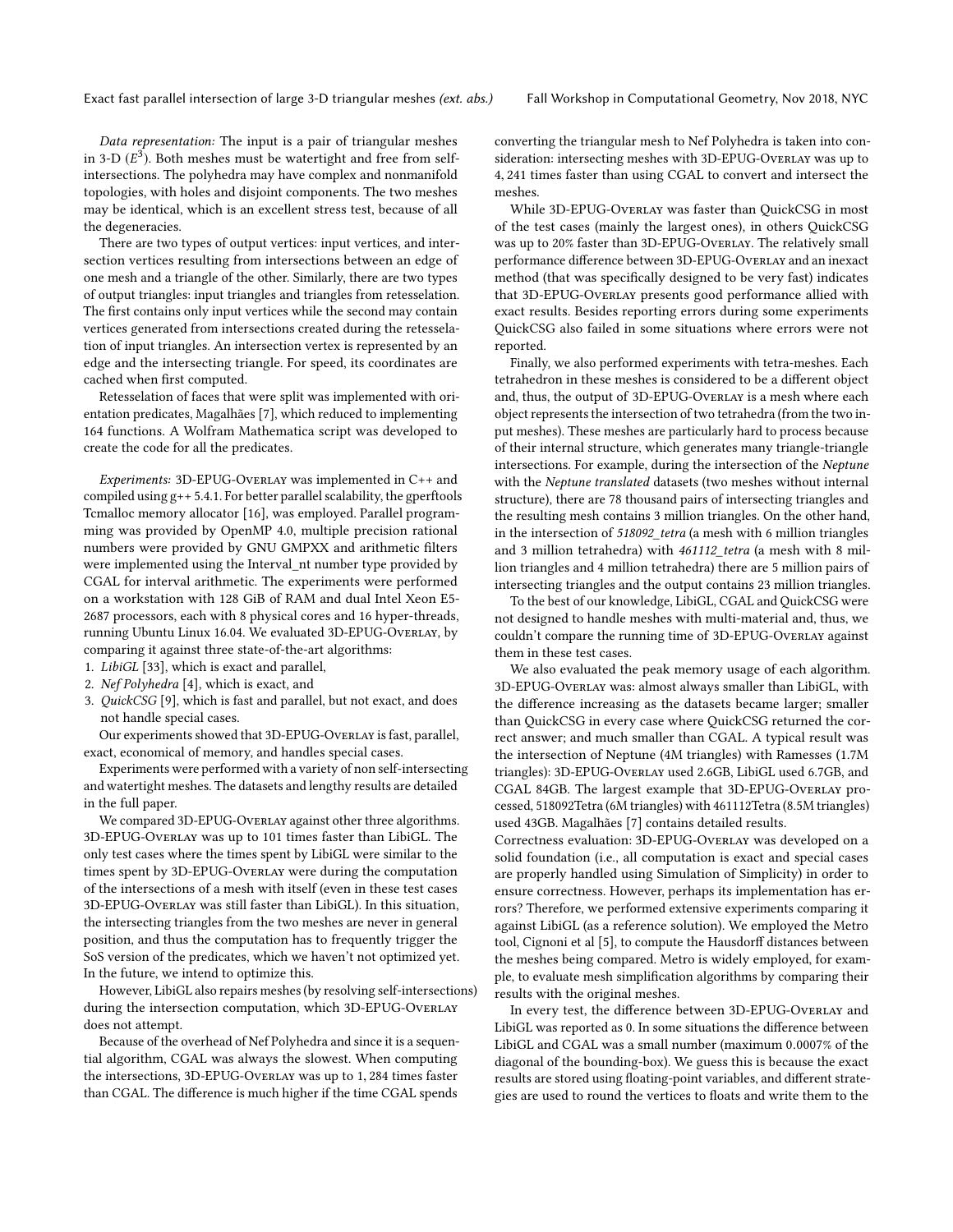*Data representation:* The input is a pair of triangular meshes in 3-D ($E^3$). Both meshes must be watertight and free from self-intersections. The polyhedra may have complex and nonmanifold topologies, with holes and disjoint components. The two meshes may be identical, which is an excellent stress test, because of all the degeneracies.

There are two types of output vertices: input vertices, and intersection vertices resulting from intersections between an edge of one mesh and a triangle of the other. Similarly, there are two types of output triangles: input triangles and triangles from retesselation. The first contains only input vertices while the second may contain vertices generated from intersections created during the retesselation of input triangles. An intersection vertex is represented by an edge and the intersecting triangle. For speed, its coordinates are cached when first computed.

Retesselation of faces that were split was implemented with orientation predicates, Magalhães [7], which reduced to implementing 164 functions. A Wolfram Mathematica script was developed to create the code for all the predicates.

*Experiments:* 3D-EPUG-Overlay was implemented in C++ and compiled using g++ 5.4.1. For better parallel scalability, the gperftools Tcmalloc memory allocator [16], was employed. Parallel programming was provided by OpenMP 4.0, multiple precision rational numbers were provided by GNU GMPXX and arithmetic filters were implemented using the Interval_nt number type provided by CGAL for interval arithmetic. The experiments were performed on a workstation with 128 GiB of RAM and dual Intel Xeon E5-2687 processors, each with 8 physical cores and 16 hyper-threads, running Ubuntu Linux 16.04. We evaluated 3D-EPUG-Overlay, by comparing it against three state-of-the-art algorithms:

1. *LibiGL* [33], which is exact and parallel,
2. *Nef Polyhedra* [4], which is exact, and
3. *QuickCSG* [9], which is fast and parallel, but not exact, and does not handle special cases.

Our experiments showed that 3D-EPUG-Overlay is fast, parallel, exact, economical of memory, and handles special cases.

Experiments were performed with a variety of non self-intersecting and watertight meshes. The datasets and lengthy results are detailed in the full paper.

We compared 3D-EPUG-Overlay against other three algorithms. 3D-EPUG-Overlay was up to 101 times faster than LibiGL. The only test cases where the times spent by LibiGL were similar to the times spent by 3D-EPUG-Overlay were during the computation of the intersections of a mesh with itself (even in these test cases 3D-EPUG-Overlay was still faster than LibiGL). In this situation, the intersecting triangles from the two meshes are never in general position, and thus the computation has to frequently trigger the SoS version of the predicates, which we haven't not optimized yet. In the future, we intend to optimize this.

However, LibiGL also repairs meshes (by resolving self-intersections) during the intersection computation, which 3D-EPUG-Overlay does not attempt.

Because of the overhead of Nef Polyhedra and since it is a sequential algorithm, CGAL was always the slowest. When computing the intersections, 3D-EPUG-Overlay was up to 1,284 times faster than CGAL. The difference is much higher if the time CGAL spends converting the triangular mesh to Nef Polyhedra is taken into consideration: intersecting meshes with 3D-EPUG-Overlay was up to 4,241 times faster than using CGAL to convert and intersect the meshes.

While 3D-EPUG-Overlay was faster than QuickCSG in most of the test cases (mainly the largest ones), in others QuickCSG was up to 20% faster than 3D-EPUG-Overlay. The relatively small performance difference between 3D-EPUG-Overlay and an inexact method (that was specifically designed to be very fast) indicates that 3D-EPUG-Overlay presents good performance allied with exact results. Besides reporting errors during some experiments QuickCSG also failed in some situations where errors were not reported.

Finally, we also performed experiments with tetra-meshes. Each tetrahedron in these meshes is considered to be a different object and, thus, the output of 3D-EPUG-Overlay is a mesh where each object represents the intersection of two tetrahedra (from the two input meshes). These meshes are particularly hard to process because of their internal structure, which generates many triangle-triangle intersections. For example, during the intersection of the *Neptune* with the *Neptune translated* datasets (two meshes without internal structure), there are 78 thousand pairs of intersecting triangles and the resulting mesh contains 3 million triangles. On the other hand, in the intersection of *518092_tetra* (a mesh with 6 million triangles and 3 million tetrahedra) with *461112_tetra* (a mesh with 8 million triangles and 4 million tetrahedra) there are 5 million pairs of intersecting triangles and the output contains 23 million triangles.

To the best of our knowledge, LibiGL, CGAL and QuickCSG were not designed to handle meshes with multi-material and, thus, we couldn't compare the running time of 3D-EPUG-Overlay against them in these test cases.

We also evaluated the peak memory usage of each algorithm. 3D-EPUG-Overlay was: almost always smaller than LibiGL, with the difference increasing as the datasets became larger; smaller than QuickCSG in every case where QuickCSG returned the correct answer; and much smaller than CGAL. A typical result was the intersection of Neptune (4M triangles) with Ramesses (1.7M triangles): 3D-EPUG-Overlay used 2.6GB, LibiGL used 6.7GB, and CGAL 84GB. The largest example that 3D-EPUG-Overlay processed, 518092Tetra (6M triangles) with 461112Tetra (8.5M triangles) used 43GB. Magalhães [7] contains detailed results.

Correctness evaluation: 3D-EPUG-Overlay was developed on a solid foundation (i.e., all computation is exact and special cases are properly handled using Simulation of Simplicity) in order to ensure correctness. However, perhaps its implementation has errors? Therefore, we performed extensive experiments comparing it against LibiGL (as a reference solution). We employed the Metro tool, Cignoni et al [5], to compute the Hausdorff distances between the meshes being compared. Metro is widely employed, for example, to evaluate mesh simplification algorithms by comparing their results with the original meshes.

In every test, the difference between 3D-EPUG-Overlay and LibiGL was reported as 0. In some situations the difference between LibiGL and CGAL was a small number (maximum 0.0007% of the diagonal of the bounding-box). We guess this is because the exact results are stored using floating-point variables, and different strategies are used to round the vertices to floats and write them to the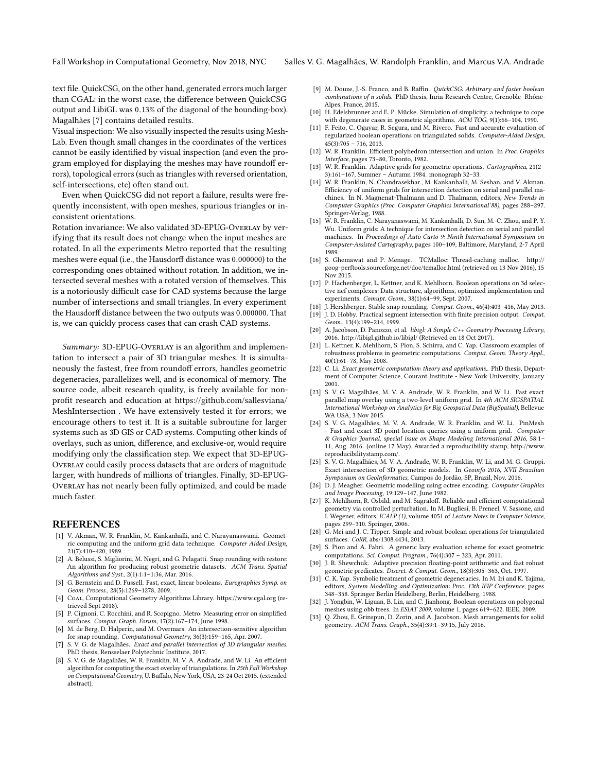text file. QuickCSG, on the other hand, generated errors much larger than CGAL: in the worst case, the difference between QuickCSG output and LibiGL was 0.13% of the diagonal of the bounding-box). Magalhães [7] contains detailed results.

Visual inspection: We also visually inspected the results using MeshLab. Even though small changes in the coordinates of the vertices cannot be easily identified by visual inspection (and even the program employed for displaying the meshes may have roundoff errors), topological errors (such as triangles with reversed orientation, self-intersections, etc) often stand out.

Even when QuickCSG did not report a failure, results were frequently inconsistent, with open meshes, spurious triangles or inconsistent orientations.

Rotation invariance: We also validated 3D-EPUG-Overlay by verifying that its result does not change when the input meshes are rotated. In all the experiments Metro reported that the resulting meshes were equal (i.e., the Hausdorff distance was 0.000000) to the corresponding ones obtained without rotation. In addition, we intersected several meshes with a rotated version of themselves. This is a notoriously difficult case for CAD systems because the large number of intersections and small triangles. In every experiment the Hausdorff distance between the two outputs was 0.000000. That is, we can quickly process cases that can crash CAD systems.

*Summary:* 3D-EPUG-Overlay is an algorithm and implementation to intersect a pair of 3D triangular meshes. It is simultaneously the fastest, free from roundoff errors, handles geometric degeneracies, parallelizes well, and is economical of memory. The source code, albeit research quality, is freely available for nonprofit research and education at https://github.com/sallesviana/MeshIntersection . We have extensively tested it for errors; we encourage others to test it. It is a suitable subroutine for larger systems such as 3D GIS or CAD systems. Computing other kinds of overlays, such as union, difference, and exclusive-or, would require modifying only the classification step. We expect that 3D-EPUG-Overlay could easily process datasets that are orders of magnitude larger, with hundreds of millions of triangles. Finally, 3D-EPUG-Overlay has not nearly been fully optimized, and could be made much faster.

## REFERENCES

[1] V. Akman, W. R. Franklin, M. Kankanhalli, and C. Narayanaswami. Geometric computing and the uniform grid data technique. *Computer Aided Design*, 21(7):410–420, 1989.

[2] A. Belussi, S. Migliorini, M. Negri, and G. Pelagatti. Snap rounding with restore: An algorithm for producing robust geometric datasets. *ACM Trans. Spatial Algorithms and Syst.*, 2(1):1:1–1:36, Mar. 2016.

[3] G. Bernstein and D. Fussell. Fast, exact, linear booleans. *Eurographics Symp. on Geom. Process.*, 28(5):1269–1278, 2009.

[4] Cgal, Computational Geometry Algorithms Library. https://www.cgal.org (retrieved Sept 2018).

[5] P. Cignoni, C. Rocchini, and R. Scopigno. Metro: Measuring error on simplified surfaces. *Comput. Graph. Forum*, 17(2):167–174, June 1998.

[6] M. de Berg, D. Halperin, and M. Overmars. An intersection-sensitive algorithm for snap rounding. *Computational Geometry*, 36(3):159–165, Apr. 2007.

[7] S. V. G. de Magalhães. *Exact and parallel intersection of 3D triangular meshes*. PhD thesis, Rensselaer Polytechnic Institute, 2017.

[8] S. V. G. de Magalhães, W. R. Franklin, M. V. A. Andrade, and W. Li. An efficient algorithm for computing the exact overlay of triangulations. In *25th Fall Workshop on Computational Geometry*, U. Buffalo, New York, USA, 23-24 Oct 2015. (extended abstract).

[9] M. Douze, J.-S. Franco, and B. Raffin. *QuickCSG: Arbitrary and faster boolean combinations of n solids*. PhD thesis, Inria-Research Centre, Grenoble–Rhône-Alpes, France, 2015.

[10] H. Edelsbrunner and E. P. Mücke. Simulation of simplicity: a technique to cope with degenerate cases in geometric algorithms. *ACM TOG*, 9(1):66–104, 1990.

[11] F. Feito, C. Ogayar, R. Segura, and M. Rivero. Fast and accurate evaluation of regularized boolean operations on triangulated solids. *Computer-Aided Design*, 45(3):705 – 716, 2013.

[12] W. R. Franklin. Efficient polyhedron intersection and union. In *Proc. Graphics Interface*, pages 73–80, Toronto, 1982.

[13] W. R. Franklin. Adaptive grids for geometric operations. *Cartographica*, 21(2–3):161–167, Summer – Autumn 1984. monograph 32–33.

[14] W. R. Franklin, N. Chandrasekhar., M. Kankanhalli, M. Seshan, and V. Akman. Efficiency of uniform grids for intersection detection on serial and parallel machines. In N. Magnenat-Thalmann and D. Thalmann, editors, *New Trends in Computer Graphics (Proc. Computer Graphics International'88)*, pages 288–297. Springer-Verlag, 1988.

[15] W. R. Franklin, C. Narayanaswami, M. Kankanhalli, D. Sun, M.-C. Zhou, and P. Y. Wu. Uniform grids: A technique for intersection detection on serial and parallel machines. In *Proceedings of Auto Carto 9: Ninth International Symposium on Computer-Assisted Cartography*, pages 100–109, Baltimore, Maryland, 2-7 April 1989.

[16] S. Ghemawat and P. Menage. TCMalloc: Thread-caching malloc. http://goog-perftools.sourceforge.net/doc/tcmalloc.html (retrieved on 13 Nov 2016), 15 Nov 2015.

[17] P. Hachenberger, L. Kettner, and K. Mehlhorn. Boolean operations on 3d selective nef complexes: Data structure, algorithms, optimized implementation and experiments. *Comupt. Geom.*, 38(1):64–99, Sept. 2007.

[18] J. Hershberger. Stable snap rounding. *Comput. Geom.*, 46(4):403–416, May 2013.

[19] J. D. Hobby. Practical segment intersection with finite precision output. *Comput. Geom.*, 13(4):199–214, 1999.

[20] A. Jacobson, D. Panozzo, et al. *libigl: A Simple C++ Geometry Processing Library*, 2016. http://libigl.github.io/libigl/ (Retrieved on 18 Oct 2017).

[21] L. Kettner, K. Mehlhorn, S. Pion, S. Schirra, and C. Yap. Classroom examples of robustness problems in geometric computations. *Comput. Geom. Theory Appl.*, 40(1):61–78, May 2008.

[22] C. Li. *Exact geometric computation: theory and applications,*. PhD thesis, Department of Computer Science, Courant Institute - New York University, January 2001.

[23] S. V. G. Magalhães, M. V. A. Andrade, W. R. Franklin, and W. Li. Fast exact parallel map overlay using a two-level uniform grid. In *4th ACM SIGSPATIAL International Workshop on Analytics for Big Geospatial Data (BigSpatial)*, Bellevue WA USA, 3 Nov 2015.

[24] S. V. G. Magalhães, M. V. A. Andrade, W. R. Franklin, and W. Li. PinMesh – Fast and exact 3D point location queries using a uniform grid. *Computer & Graphics Journal, special issue on Shape Modeling International 2016*, 58:1–11, Aug. 2016. (online 17 May). Awarded a reproducibility stamp, http://www.reproducibilitystamp.com/.

[25] S. V. G. Magalhães, M. V. A. Andrade, W. R. Franklin, W. Li, and M. G. Gruppi. Exact intersection of 3D geometric models. In *Geoinfo 2016, XVII Brazilian Symposium on GeoInformatics*, Campos do Jordão, SP, Brazil, Nov. 2016.

[26] D. J. Meagher. Geometric modelling using octree encoding. *Computer Graphics and Image Processing*, 19:129–147, June 1982.

[27] K. Mehlhorn, R. Osbild, and M. Sagraloff. Reliable and efficient computational geometry via controlled perturbation. In M. Bugliesi, B. Preneel, V. Sassone, and I. Wegener, editors, *ICALP (1)*, volume 4051 of *Lecture Notes in Computer Science*, pages 299–310. Springer, 2006.

[28] G. Mei and J. C. Tipper. Simple and robust boolean operations for triangulated surfaces. *CoRR*, abs/1308.4434, 2013.

[29] S. Pion and A. Fabri. A generic lazy evaluation scheme for exact geometric computations. *Sci. Comput. Program.*, 76(4):307 – 323, Apr. 2011.

[30] J. R. Shewchuk. Adaptive precision floating-point arithmetic and fast robust geometric predicates. *Discret. & Comput. Geom.*, 18(3):305–363, Oct. 1997.

[31] C. K. Yap. Symbolic treatment of geometric degeneracies. In M. Iri and K. Yajima, editors, *System Modelling and Optimization: Proc. 13th IFIP Conference*, pages 348–358. Springer Berlin Heidelberg, Berlin, Heidelberg, 1988.

[32] J. Yongbin, W. Liguan, B. Lin, and C. Jianhong. Boolean operations on polygonal meshes using obb trees. In *ESIAT 2009*, volume 1, pages 619–622. IEEE, 2009.

[33] Q. Zhou, E. Grinspun, D. Zorin, and A. Jacobson. Mesh arrangements for solid geometry. *ACM Trans. Graph.*, 35(4):39:1–39:15, July 2016.